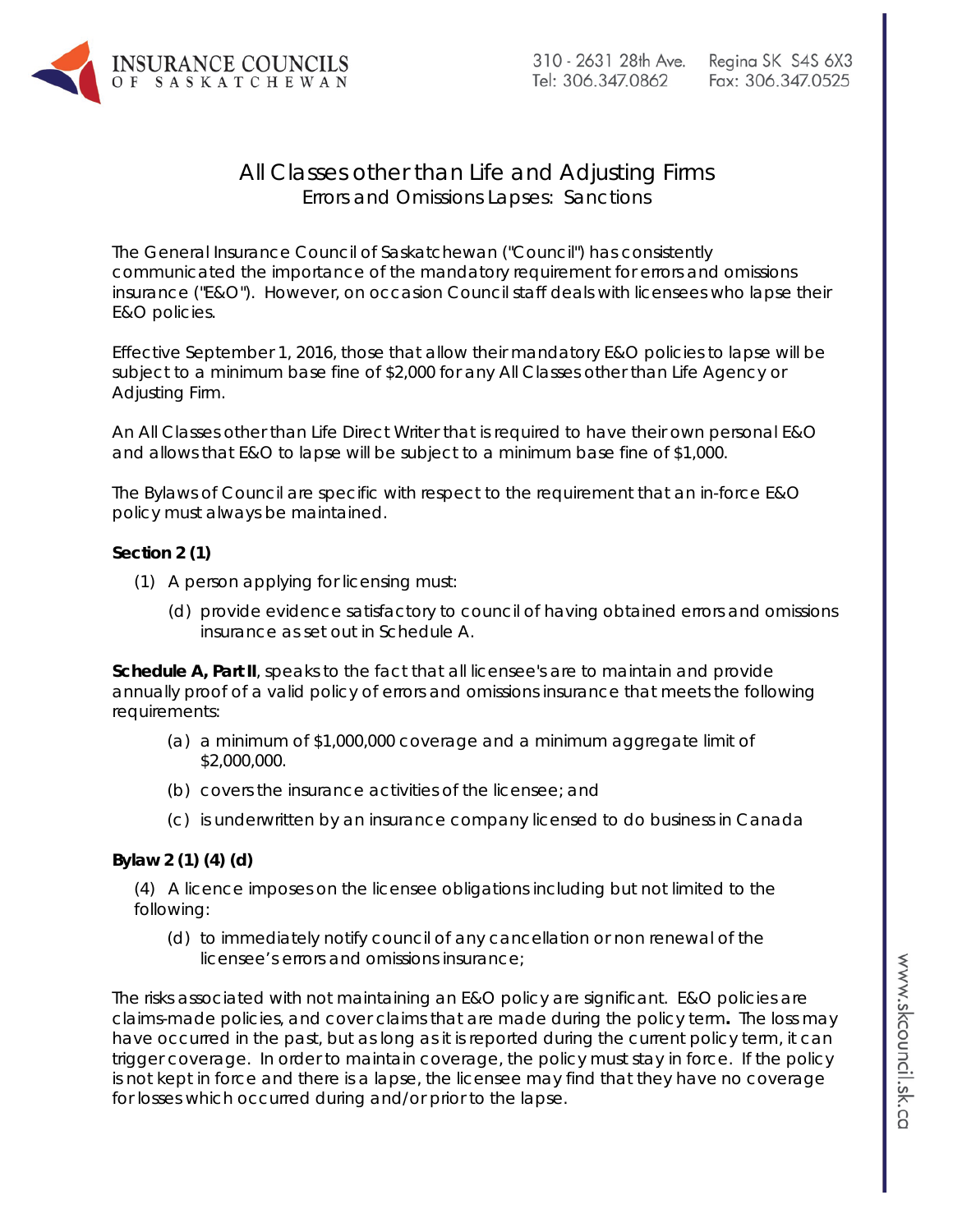# All Classes other than Life and Adjusting Firms

## Errors and Omissions Lapses: Sanctions

The General Insurance Council of Saskatchewan ("Council") has consistently communicated the importance of the mandatory requirement for errors and omissions insurance ("E&O"). However, on occasion Council staff deals with licensees who lapse their E&O policies.

Effective September 1, 2016, those that allow their mandatory E&O policies to lapse will be subject to a minimum base fine of $2,000 for any All Classes other than Life Agency or Adjusting Firm.

An All Classes other than Life Direct Writer that is required to have their own personal E&O and allows that E&O to lapse will be subject to a minimum base fine of $1,000.

The Bylaws of Council are specific with respect to the requirement that an in-force E&O policy must always be maintained.

**Section 2 (1)**

(1) A person applying for licensing must:

(d) provide evidence satisfactory to council of having obtained errors and omissions insurance as set out in Schedule A.

**Schedule A, Part II**, speaks to the fact that all licensee's are to maintain and provide annually proof of a valid policy of errors and omissions insurance that meets the following requirements:

(a) a minimum of $1,000,000 coverage and a minimum aggregate limit of $2,000,000.

(b) covers the insurance activities of the licensee; and

(c) is underwritten by an insurance company licensed to do business in Canada

**Bylaw 2 (1) (4) (d)**

(4) A licence imposes on the licensee obligations including but not limited to the following:

(d) to immediately notify council of any cancellation or non renewal of the licensee's errors and omissions insurance;

The risks associated with not maintaining an E&O policy are significant. E&O policies are claims-made policies, and cover claims that are made during the policy term**.** The loss may have occurred in the past, but as long as it is reported during the current policy term, it can trigger coverage. In order to maintain coverage, the policy must stay in force. If the policy is not kept in force and there is a lapse, the licensee may find that they have no coverage for losses which occurred during and/or prior to the lapse.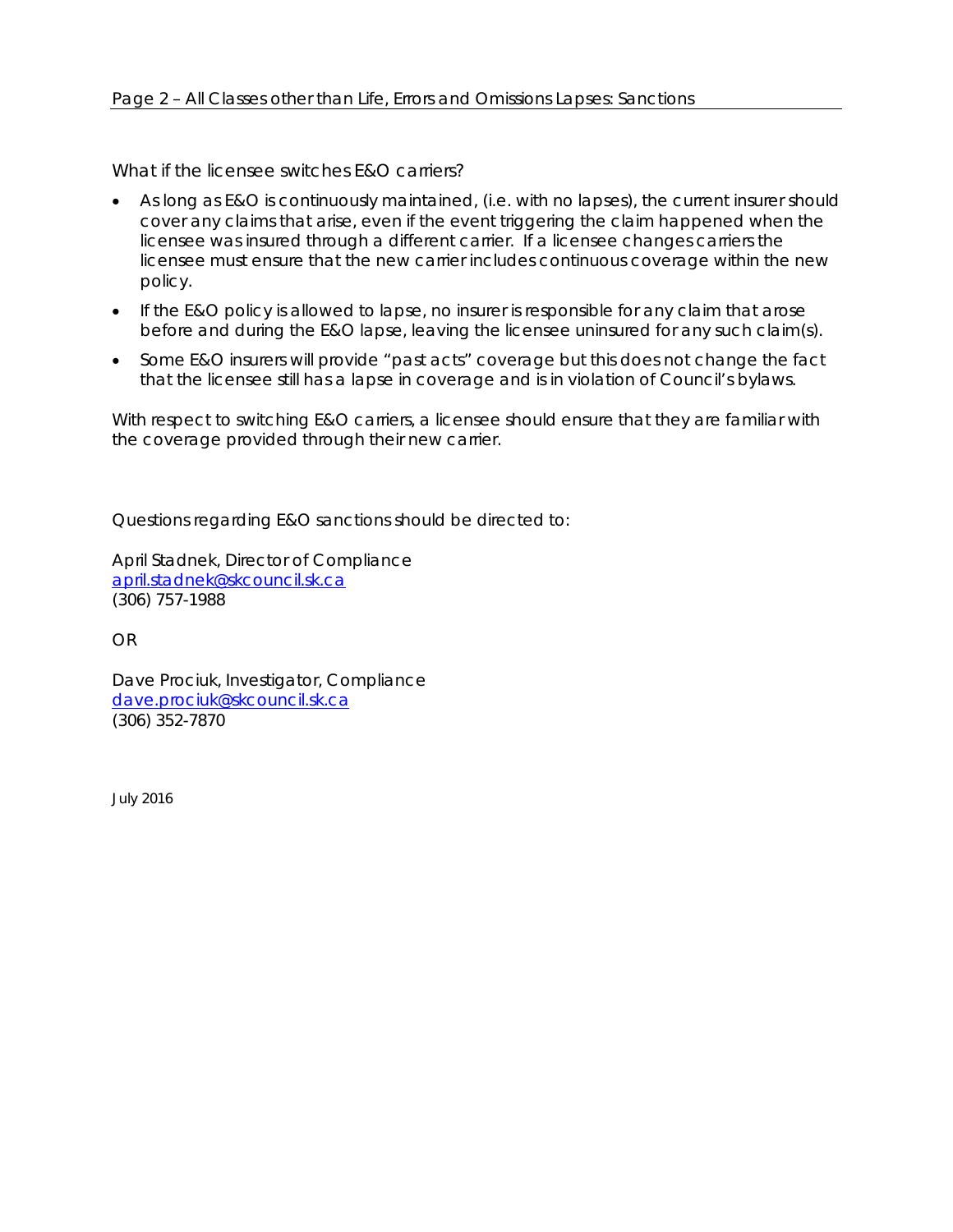What if the licensee switches E&O carriers?

- As long as E&O is continuously maintained, (i.e. with no lapses), the current insurer should cover any claims that arise, even if the event triggering the claim happened when the licensee was insured through a different carrier. If a licensee changes carriers the licensee must ensure that the new carrier includes continuous coverage within the new policy.
- If the E&O policy is allowed to lapse, no insurer is responsible for any claim that arose before and during the E&O lapse, leaving the licensee uninsured for any such claim(s).
- Some E&O insurers will provide "past acts" coverage but this does not change the fact that the licensee still has a lapse in coverage and is in violation of Council's bylaws.

With respect to switching E&O carriers, a licensee should ensure that they are familiar with the coverage provided through their new carrier.

Questions regarding E&O sanctions should be directed to:

April Stadnek, Director of Compliance
april.stadnek@skcouncil.sk.ca
(306) 757-1988

OR

Dave Prociuk, Investigator, Compliance
dave.prociuk@skcouncil.sk.ca
(306) 352-7870

July 2016